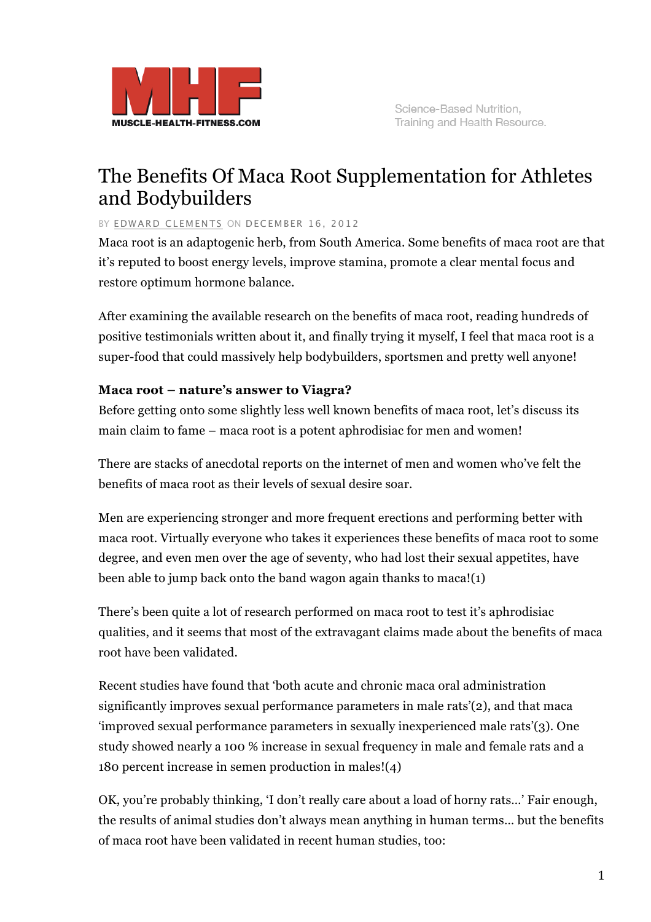MHF
MUSCLE-HEALTH-FITNESS.COM

Science-Based Nutrition, Training and Health Resource.

# The Benefits Of Maca Root Supplementation for Athletes and Bodybuilders

BY EDWARD CLEMENTS ON DECEMBER 16, 2012

Maca root is an adaptogenic herb, from South America. Some benefits of maca root are that it's reputed to boost energy levels, improve stamina, promote a clear mental focus and restore optimum hormone balance.

After examining the available research on the benefits of maca root, reading hundreds of positive testimonials written about it, and finally trying it myself, I feel that maca root is a super-food that could massively help bodybuilders, sportsmen and pretty well anyone!

**Maca root – nature's answer to Viagra?**

Before getting onto some slightly less well known benefits of maca root, let's discuss its main claim to fame – maca root is a potent aphrodisiac for men and women!

There are stacks of anecdotal reports on the internet of men and women who've felt the benefits of maca root as their levels of sexual desire soar.

Men are experiencing stronger and more frequent erections and performing better with maca root. Virtually everyone who takes it experiences these benefits of maca root to some degree, and even men over the age of seventy, who had lost their sexual appetites, have been able to jump back onto the band wagon again thanks to maca!(1)

There's been quite a lot of research performed on maca root to test it's aphrodisiac qualities, and it seems that most of the extravagant claims made about the benefits of maca root have been validated.

Recent studies have found that 'both acute and chronic maca oral administration significantly improves sexual performance parameters in male rats'(2), and that maca 'improved sexual performance parameters in sexually inexperienced male rats'(3). One study showed nearly a 100 % increase in sexual frequency in male and female rats and a 180 percent increase in semen production in males!(4)

OK, you're probably thinking, 'I don't really care about a load of horny rats…' Fair enough, the results of animal studies don't always mean anything in human terms… but the benefits of maca root have been validated in recent human studies, too: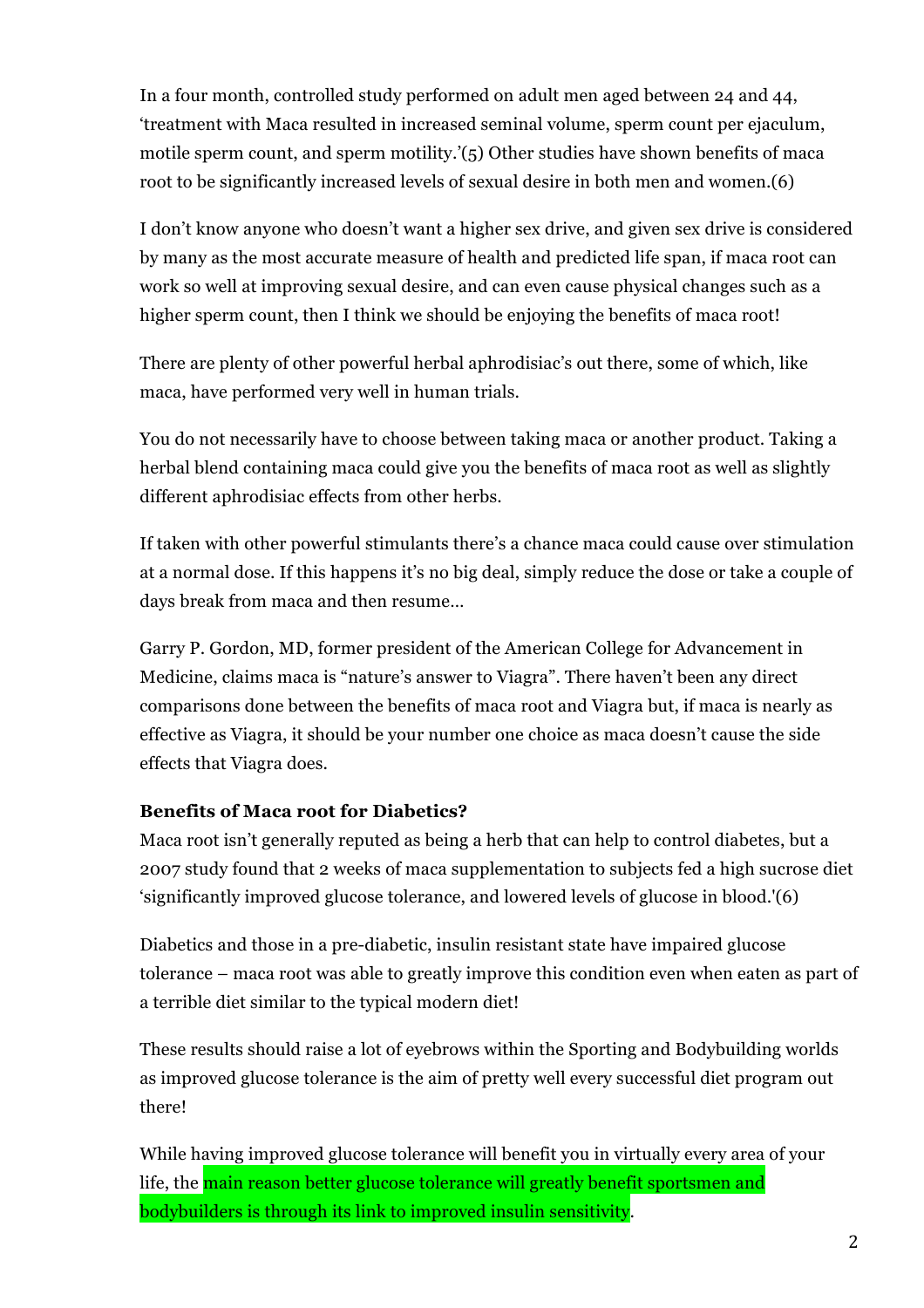In a four month, controlled study performed on adult men aged between 24 and 44, 'treatment with Maca resulted in increased seminal volume, sperm count per ejaculum, motile sperm count, and sperm motility.'(5) Other studies have shown benefits of maca root to be significantly increased levels of sexual desire in both men and women.(6)

I don't know anyone who doesn't want a higher sex drive, and given sex drive is considered by many as the most accurate measure of health and predicted life span, if maca root can work so well at improving sexual desire, and can even cause physical changes such as a higher sperm count, then I think we should be enjoying the benefits of maca root!

There are plenty of other powerful herbal aphrodisiac's out there, some of which, like maca, have performed very well in human trials.

You do not necessarily have to choose between taking maca or another product. Taking a herbal blend containing maca could give you the benefits of maca root as well as slightly different aphrodisiac effects from other herbs.

If taken with other powerful stimulants there's a chance maca could cause over stimulation at a normal dose. If this happens it's no big deal, simply reduce the dose or take a couple of days break from maca and then resume…

Garry P. Gordon, MD, former president of the American College for Advancement in Medicine, claims maca is "nature's answer to Viagra". There haven't been any direct comparisons done between the benefits of maca root and Viagra but, if maca is nearly as effective as Viagra, it should be your number one choice as maca doesn't cause the side effects that Viagra does.

**Benefits of Maca root for Diabetics?**

Maca root isn't generally reputed as being a herb that can help to control diabetes, but a 2007 study found that 2 weeks of maca supplementation to subjects fed a high sucrose diet 'significantly improved glucose tolerance, and lowered levels of glucose in blood.'(6)

Diabetics and those in a pre-diabetic, insulin resistant state have impaired glucose tolerance – maca root was able to greatly improve this condition even when eaten as part of a terrible diet similar to the typical modern diet!

These results should raise a lot of eyebrows within the Sporting and Bodybuilding worlds as improved glucose tolerance is the aim of pretty well every successful diet program out there!

While having improved glucose tolerance will benefit you in virtually every area of your life, the main reason better glucose tolerance will greatly benefit sportsmen and bodybuilders is through its link to improved insulin sensitivity.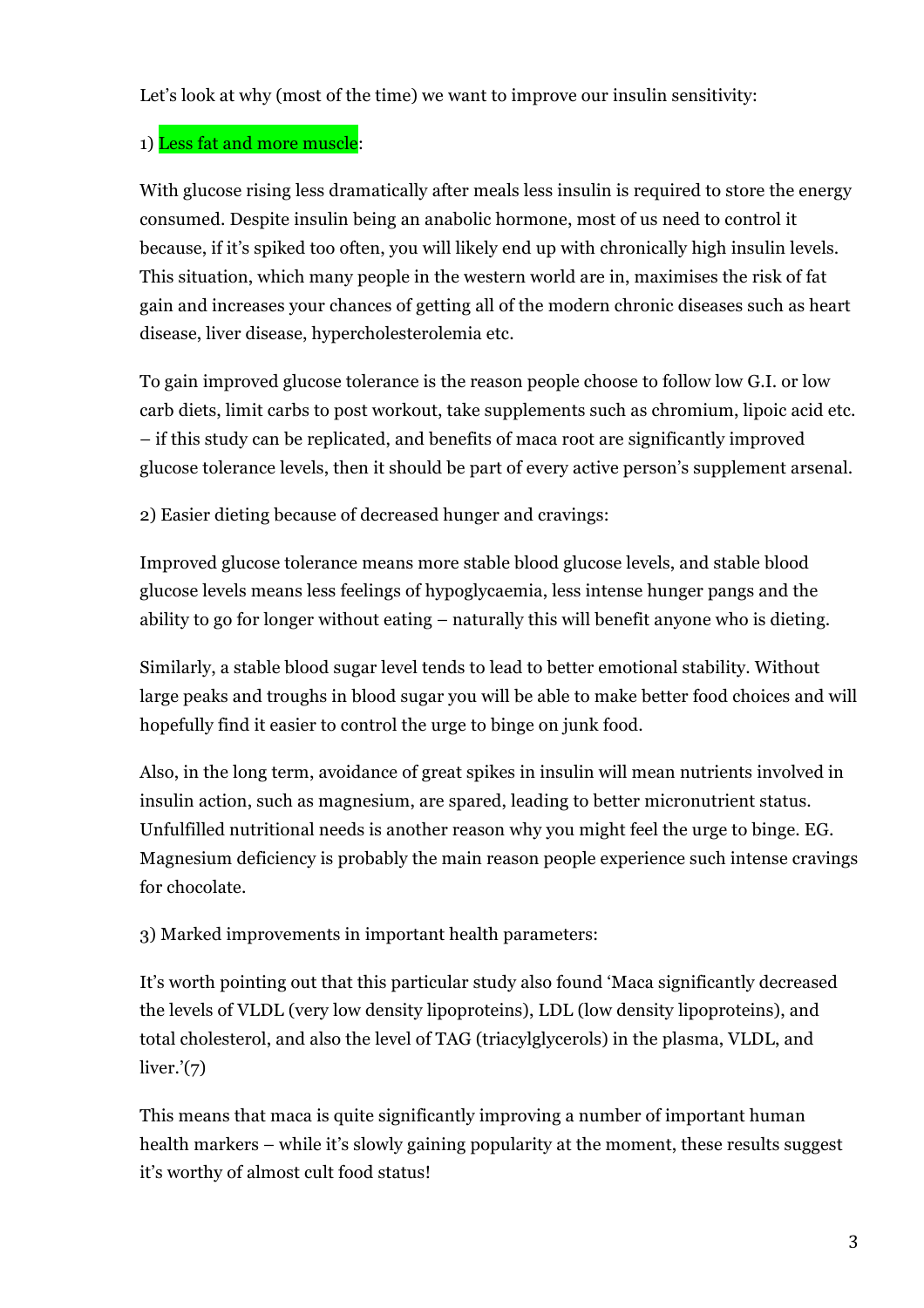Let's look at why (most of the time) we want to improve our insulin sensitivity:

1) Less fat and more muscle:

With glucose rising less dramatically after meals less insulin is required to store the energy consumed. Despite insulin being an anabolic hormone, most of us need to control it because, if it's spiked too often, you will likely end up with chronically high insulin levels. This situation, which many people in the western world are in, maximises the risk of fat gain and increases your chances of getting all of the modern chronic diseases such as heart disease, liver disease, hypercholesterolemia etc.

To gain improved glucose tolerance is the reason people choose to follow low G.I. or low carb diets, limit carbs to post workout, take supplements such as chromium, lipoic acid etc. – if this study can be replicated, and benefits of maca root are significantly improved glucose tolerance levels, then it should be part of every active person's supplement arsenal.

2) Easier dieting because of decreased hunger and cravings:

Improved glucose tolerance means more stable blood glucose levels, and stable blood glucose levels means less feelings of hypoglycaemia, less intense hunger pangs and the ability to go for longer without eating – naturally this will benefit anyone who is dieting.

Similarly, a stable blood sugar level tends to lead to better emotional stability. Without large peaks and troughs in blood sugar you will be able to make better food choices and will hopefully find it easier to control the urge to binge on junk food.

Also, in the long term, avoidance of great spikes in insulin will mean nutrients involved in insulin action, such as magnesium, are spared, leading to better micronutrient status. Unfulfilled nutritional needs is another reason why you might feel the urge to binge. EG. Magnesium deficiency is probably the main reason people experience such intense cravings for chocolate.

3) Marked improvements in important health parameters:

It's worth pointing out that this particular study also found 'Maca significantly decreased the levels of VLDL (very low density lipoproteins), LDL (low density lipoproteins), and total cholesterol, and also the level of TAG (triacylglycerols) in the plasma, VLDL, and liver.'(7)

This means that maca is quite significantly improving a number of important human health markers – while it's slowly gaining popularity at the moment, these results suggest it's worthy of almost cult food status!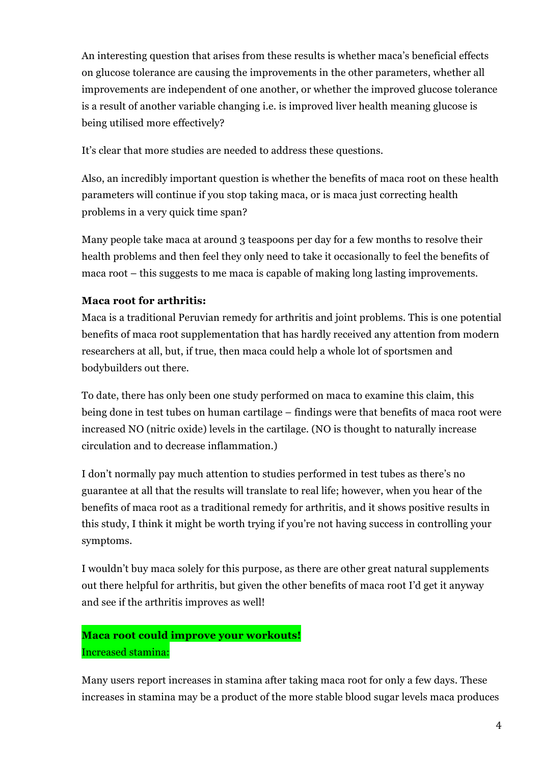An interesting question that arises from these results is whether maca's beneficial effects on glucose tolerance are causing the improvements in the other parameters, whether all improvements are independent of one another, or whether the improved glucose tolerance is a result of another variable changing i.e. is improved liver health meaning glucose is being utilised more effectively?

It's clear that more studies are needed to address these questions.

Also, an incredibly important question is whether the benefits of maca root on these health parameters will continue if you stop taking maca, or is maca just correcting health problems in a very quick time span?

Many people take maca at around 3 teaspoons per day for a few months to resolve their health problems and then feel they only need to take it occasionally to feel the benefits of maca root – this suggests to me maca is capable of making long lasting improvements.

**Maca root for arthritis:**
Maca is a traditional Peruvian remedy for arthritis and joint problems. This is one potential benefits of maca root supplementation that has hardly received any attention from modern researchers at all, but, if true, then maca could help a whole lot of sportsmen and bodybuilders out there.

To date, there has only been one study performed on maca to examine this claim, this being done in test tubes on human cartilage – findings were that benefits of maca root were increased NO (nitric oxide) levels in the cartilage. (NO is thought to naturally increase circulation and to decrease inflammation.)

I don't normally pay much attention to studies performed in test tubes as there's no guarantee at all that the results will translate to real life; however, when you hear of the benefits of maca root as a traditional remedy for arthritis, and it shows positive results in this study, I think it might be worth trying if you're not having success in controlling your symptoms.

I wouldn't buy maca solely for this purpose, as there are other great natural supplements out there helpful for arthritis, but given the other benefits of maca root I'd get it anyway and see if the arthritis improves as well!

**Maca root could improve your workouts!**
Increased stamina:

Many users report increases in stamina after taking maca root for only a few days. These increases in stamina may be a product of the more stable blood sugar levels maca produces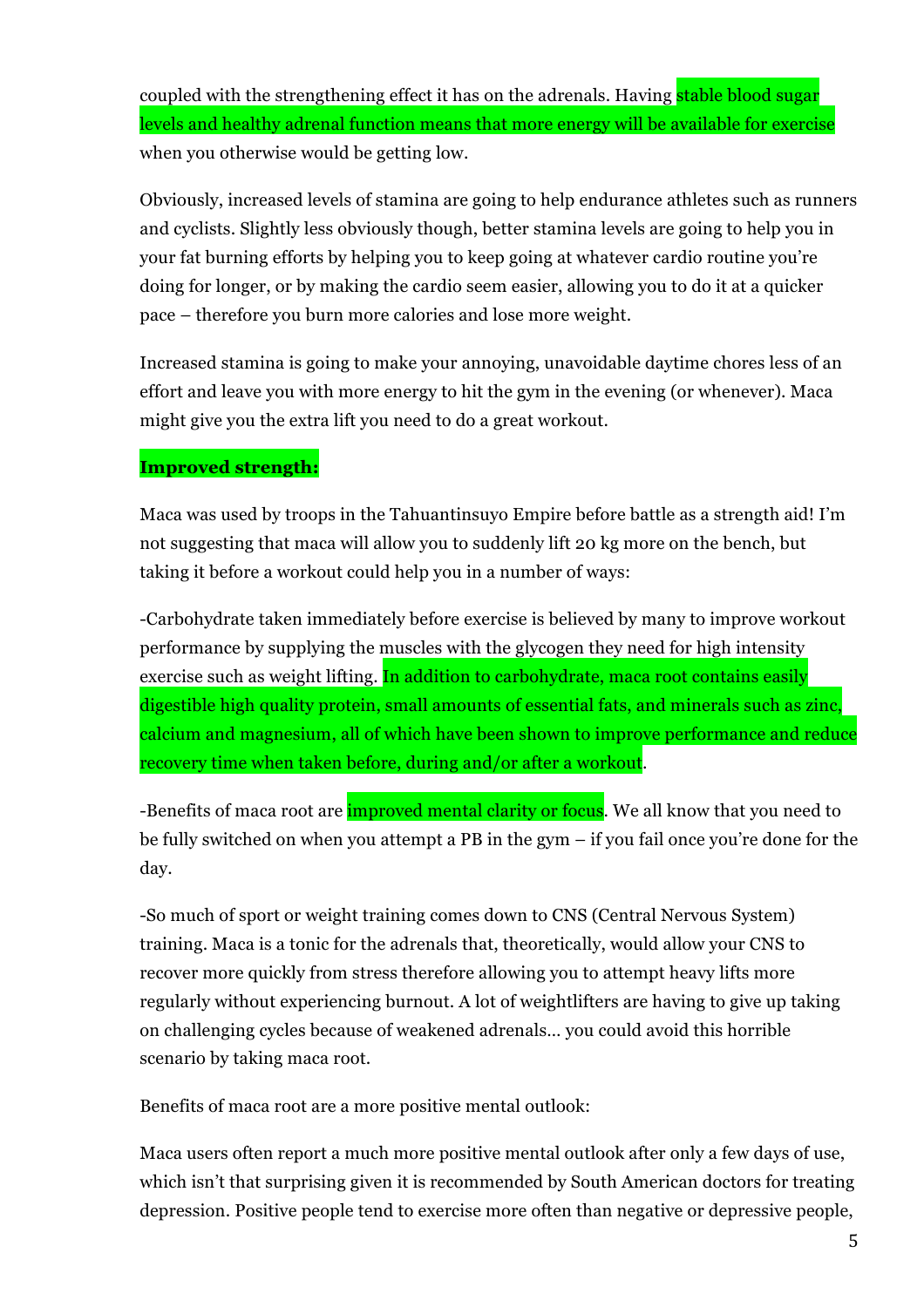coupled with the strengthening effect it has on the adrenals. Having stable blood sugar levels and healthy adrenal function means that more energy will be available for exercise when you otherwise would be getting low.

Obviously, increased levels of stamina are going to help endurance athletes such as runners and cyclists. Slightly less obviously though, better stamina levels are going to help you in your fat burning efforts by helping you to keep going at whatever cardio routine you're doing for longer, or by making the cardio seem easier, allowing you to do it at a quicker pace – therefore you burn more calories and lose more weight.

Increased stamina is going to make your annoying, unavoidable daytime chores less of an effort and leave you with more energy to hit the gym in the evening (or whenever). Maca might give you the extra lift you need to do a great workout.

**Improved strength:**

Maca was used by troops in the Tahuantinsuyo Empire before battle as a strength aid! I'm not suggesting that maca will allow you to suddenly lift 20 kg more on the bench, but taking it before a workout could help you in a number of ways:

-Carbohydrate taken immediately before exercise is believed by many to improve workout performance by supplying the muscles with the glycogen they need for high intensity exercise such as weight lifting. In addition to carbohydrate, maca root contains easily digestible high quality protein, small amounts of essential fats, and minerals such as zinc, calcium and magnesium, all of which have been shown to improve performance and reduce recovery time when taken before, during and/or after a workout.

-Benefits of maca root are improved mental clarity or focus. We all know that you need to be fully switched on when you attempt a PB in the gym – if you fail once you're done for the day.

-So much of sport or weight training comes down to CNS (Central Nervous System) training. Maca is a tonic for the adrenals that, theoretically, would allow your CNS to recover more quickly from stress therefore allowing you to attempt heavy lifts more regularly without experiencing burnout. A lot of weightlifters are having to give up taking on challenging cycles because of weakened adrenals… you could avoid this horrible scenario by taking maca root.

Benefits of maca root are a more positive mental outlook:

Maca users often report a much more positive mental outlook after only a few days of use, which isn't that surprising given it is recommended by South American doctors for treating depression. Positive people tend to exercise more often than negative or depressive people,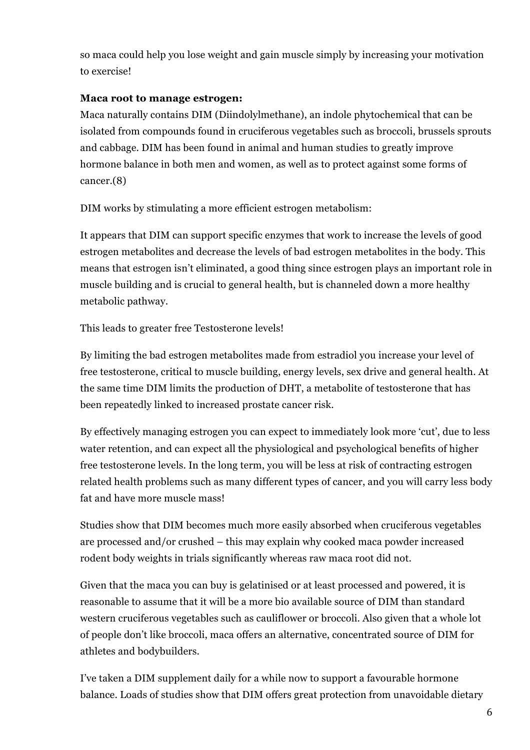so maca could help you lose weight and gain muscle simply by increasing your motivation to exercise!

**Maca root to manage estrogen:**
Maca naturally contains DIM (Diindolylmethane), an indole phytochemical that can be isolated from compounds found in cruciferous vegetables such as broccoli, brussels sprouts and cabbage. DIM has been found in animal and human studies to greatly improve hormone balance in both men and women, as well as to protect against some forms of cancer.(8)

DIM works by stimulating a more efficient estrogen metabolism:

It appears that DIM can support specific enzymes that work to increase the levels of good estrogen metabolites and decrease the levels of bad estrogen metabolites in the body. This means that estrogen isn't eliminated, a good thing since estrogen plays an important role in muscle building and is crucial to general health, but is channeled down a more healthy metabolic pathway.

This leads to greater free Testosterone levels!

By limiting the bad estrogen metabolites made from estradiol you increase your level of free testosterone, critical to muscle building, energy levels, sex drive and general health. At the same time DIM limits the production of DHT, a metabolite of testosterone that has been repeatedly linked to increased prostate cancer risk.

By effectively managing estrogen you can expect to immediately look more 'cut', due to less water retention, and can expect all the physiological and psychological benefits of higher free testosterone levels. In the long term, you will be less at risk of contracting estrogen related health problems such as many different types of cancer, and you will carry less body fat and have more muscle mass!

Studies show that DIM becomes much more easily absorbed when cruciferous vegetables are processed and/or crushed – this may explain why cooked maca powder increased rodent body weights in trials significantly whereas raw maca root did not.

Given that the maca you can buy is gelatinised or at least processed and powered, it is reasonable to assume that it will be a more bio available source of DIM than standard western cruciferous vegetables such as cauliflower or broccoli. Also given that a whole lot of people don't like broccoli, maca offers an alternative, concentrated source of DIM for athletes and bodybuilders.

I've taken a DIM supplement daily for a while now to support a favourable hormone balance. Loads of studies show that DIM offers great protection from unavoidable dietary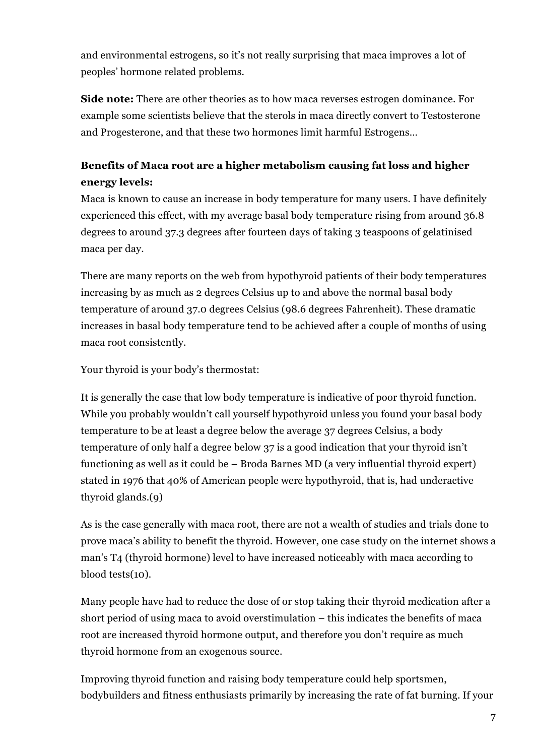and environmental estrogens, so it's not really surprising that maca improves a lot of peoples' hormone related problems.

**Side note:** There are other theories as to how maca reverses estrogen dominance. For example some scientists believe that the sterols in maca directly convert to Testosterone and Progesterone, and that these two hormones limit harmful Estrogens…

**Benefits of Maca root are a higher metabolism causing fat loss and higher energy levels:**

Maca is known to cause an increase in body temperature for many users. I have definitely experienced this effect, with my average basal body temperature rising from around 36.8 degrees to around 37.3 degrees after fourteen days of taking 3 teaspoons of gelatinised maca per day.

There are many reports on the web from hypothyroid patients of their body temperatures increasing by as much as 2 degrees Celsius up to and above the normal basal body temperature of around 37.0 degrees Celsius (98.6 degrees Fahrenheit). These dramatic increases in basal body temperature tend to be achieved after a couple of months of using maca root consistently.

Your thyroid is your body's thermostat:

It is generally the case that low body temperature is indicative of poor thyroid function. While you probably wouldn't call yourself hypothyroid unless you found your basal body temperature to be at least a degree below the average 37 degrees Celsius, a body temperature of only half a degree below 37 is a good indication that your thyroid isn't functioning as well as it could be – Broda Barnes MD (a very influential thyroid expert) stated in 1976 that 40% of American people were hypothyroid, that is, had underactive thyroid glands.(9)

As is the case generally with maca root, there are not a wealth of studies and trials done to prove maca's ability to benefit the thyroid. However, one case study on the internet shows a man's T4 (thyroid hormone) level to have increased noticeably with maca according to blood tests(10).

Many people have had to reduce the dose of or stop taking their thyroid medication after a short period of using maca to avoid overstimulation – this indicates the benefits of maca root are increased thyroid hormone output, and therefore you don't require as much thyroid hormone from an exogenous source.

Improving thyroid function and raising body temperature could help sportsmen, bodybuilders and fitness enthusiasts primarily by increasing the rate of fat burning. If your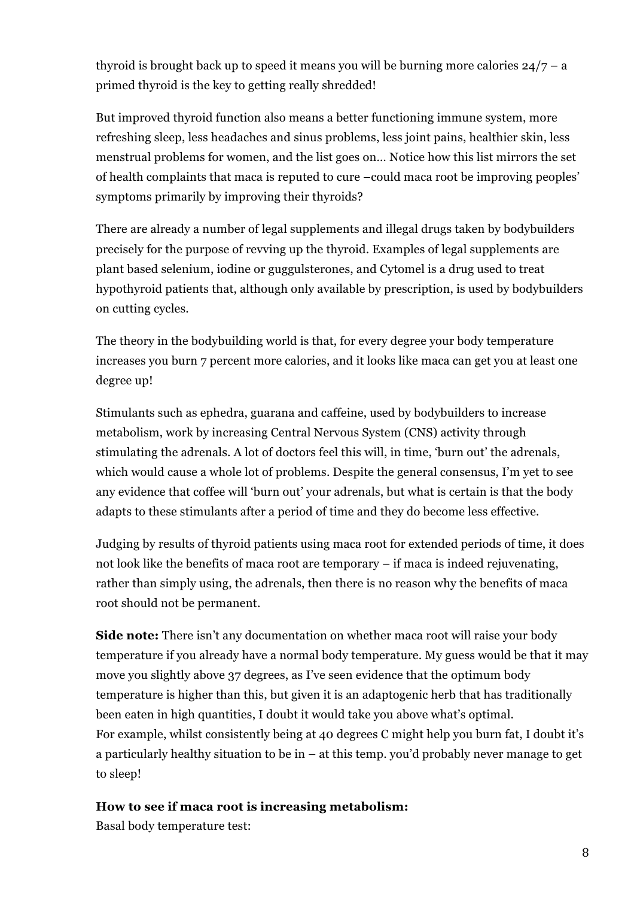thyroid is brought back up to speed it means you will be burning more calories 24/7 – a primed thyroid is the key to getting really shredded!

But improved thyroid function also means a better functioning immune system, more refreshing sleep, less headaches and sinus problems, less joint pains, healthier skin, less menstrual problems for women, and the list goes on… Notice how this list mirrors the set of health complaints that maca is reputed to cure –could maca root be improving peoples' symptoms primarily by improving their thyroids?

There are already a number of legal supplements and illegal drugs taken by bodybuilders precisely for the purpose of revving up the thyroid. Examples of legal supplements are plant based selenium, iodine or guggulsterones, and Cytomel is a drug used to treat hypothyroid patients that, although only available by prescription, is used by bodybuilders on cutting cycles.

The theory in the bodybuilding world is that, for every degree your body temperature increases you burn 7 percent more calories, and it looks like maca can get you at least one degree up!

Stimulants such as ephedra, guarana and caffeine, used by bodybuilders to increase metabolism, work by increasing Central Nervous System (CNS) activity through stimulating the adrenals. A lot of doctors feel this will, in time, 'burn out' the adrenals, which would cause a whole lot of problems. Despite the general consensus, I'm yet to see any evidence that coffee will 'burn out' your adrenals, but what is certain is that the body adapts to these stimulants after a period of time and they do become less effective.

Judging by results of thyroid patients using maca root for extended periods of time, it does not look like the benefits of maca root are temporary – if maca is indeed rejuvenating, rather than simply using, the adrenals, then there is no reason why the benefits of maca root should not be permanent.

**Side note:** There isn't any documentation on whether maca root will raise your body temperature if you already have a normal body temperature. My guess would be that it may move you slightly above 37 degrees, as I've seen evidence that the optimum body temperature is higher than this, but given it is an adaptogenic herb that has traditionally been eaten in high quantities, I doubt it would take you above what's optimal.
For example, whilst consistently being at 40 degrees C might help you burn fat, I doubt it's a particularly healthy situation to be in – at this temp. you'd probably never manage to get to sleep!

**How to see if maca root is increasing metabolism:**
Basal body temperature test: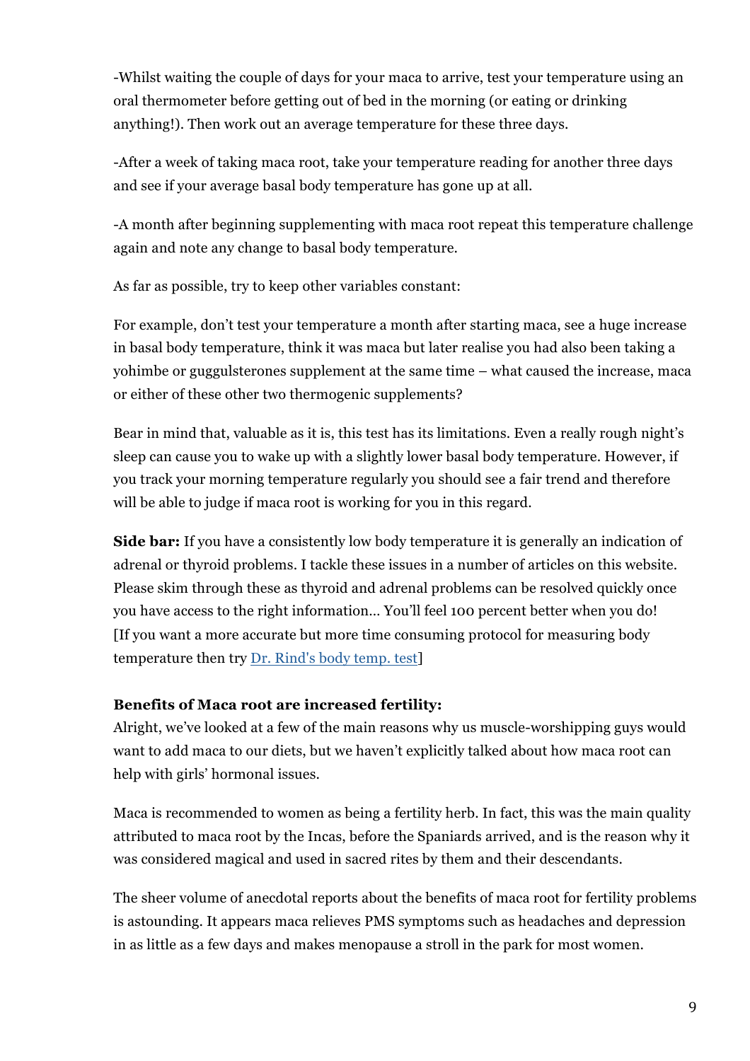-Whilst waiting the couple of days for your maca to arrive, test your temperature using an oral thermometer before getting out of bed in the morning (or eating or drinking anything!). Then work out an average temperature for these three days.

-After a week of taking maca root, take your temperature reading for another three days and see if your average basal body temperature has gone up at all.

-A month after beginning supplementing with maca root repeat this temperature challenge again and note any change to basal body temperature.

As far as possible, try to keep other variables constant:

For example, don't test your temperature a month after starting maca, see a huge increase in basal body temperature, think it was maca but later realise you had also been taking a yohimbe or guggulsterones supplement at the same time – what caused the increase, maca or either of these other two thermogenic supplements?

Bear in mind that, valuable as it is, this test has its limitations. Even a really rough night's sleep can cause you to wake up with a slightly lower basal body temperature. However, if you track your morning temperature regularly you should see a fair trend and therefore will be able to judge if maca root is working for you in this regard.

**Side bar:** If you have a consistently low body temperature it is generally an indication of adrenal or thyroid problems. I tackle these issues in a number of articles on this website. Please skim through these as thyroid and adrenal problems can be resolved quickly once you have access to the right information... You'll feel 100 percent better when you do! [If you want a more accurate but more time consuming protocol for measuring body temperature then try Dr. Rind's body temp. test]

**Benefits of Maca root are increased fertility:**

Alright, we've looked at a few of the main reasons why us muscle-worshipping guys would want to add maca to our diets, but we haven't explicitly talked about how maca root can help with girls' hormonal issues.

Maca is recommended to women as being a fertility herb. In fact, this was the main quality attributed to maca root by the Incas, before the Spaniards arrived, and is the reason why it was considered magical and used in sacred rites by them and their descendants.

The sheer volume of anecdotal reports about the benefits of maca root for fertility problems is astounding. It appears maca relieves PMS symptoms such as headaches and depression in as little as a few days and makes menopause a stroll in the park for most women.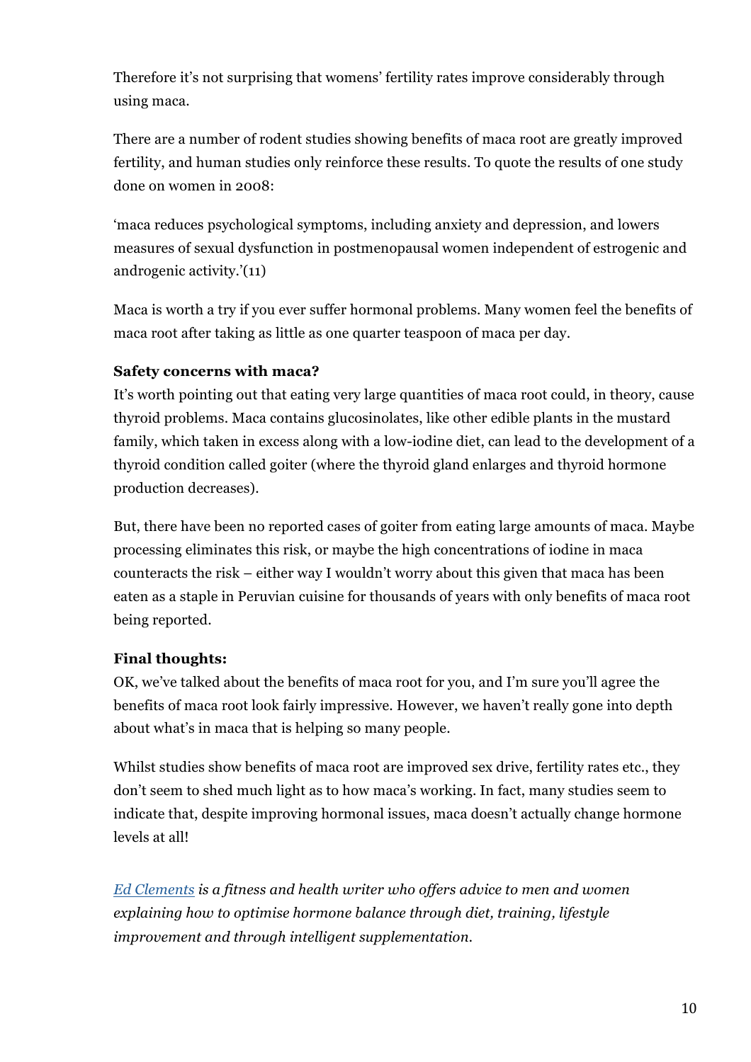Therefore it's not surprising that womens' fertility rates improve considerably through using maca.

There are a number of rodent studies showing benefits of maca root are greatly improved fertility, and human studies only reinforce these results. To quote the results of one study done on women in 2008:

'maca reduces psychological symptoms, including anxiety and depression, and lowers measures of sexual dysfunction in postmenopausal women independent of estrogenic and androgenic activity.'(11)

Maca is worth a try if you ever suffer hormonal problems. Many women feel the benefits of maca root after taking as little as one quarter teaspoon of maca per day.

**Safety concerns with maca?**

It's worth pointing out that eating very large quantities of maca root could, in theory, cause thyroid problems. Maca contains glucosinolates, like other edible plants in the mustard family, which taken in excess along with a low-iodine diet, can lead to the development of a thyroid condition called goiter (where the thyroid gland enlarges and thyroid hormone production decreases).

But, there have been no reported cases of goiter from eating large amounts of maca. Maybe processing eliminates this risk, or maybe the high concentrations of iodine in maca counteracts the risk – either way I wouldn't worry about this given that maca has been eaten as a staple in Peruvian cuisine for thousands of years with only benefits of maca root being reported.

**Final thoughts:**

OK, we've talked about the benefits of maca root for you, and I'm sure you'll agree the benefits of maca root look fairly impressive. However, we haven't really gone into depth about what's in maca that is helping so many people.

Whilst studies show benefits of maca root are improved sex drive, fertility rates etc., they don't seem to shed much light as to how maca's working. In fact, many studies seem to indicate that, despite improving hormonal issues, maca doesn't actually change hormone levels at all!

*Ed Clements is a fitness and health writer who offers advice to men and women explaining how to optimise hormone balance through diet, training, lifestyle improvement and through intelligent supplementation.*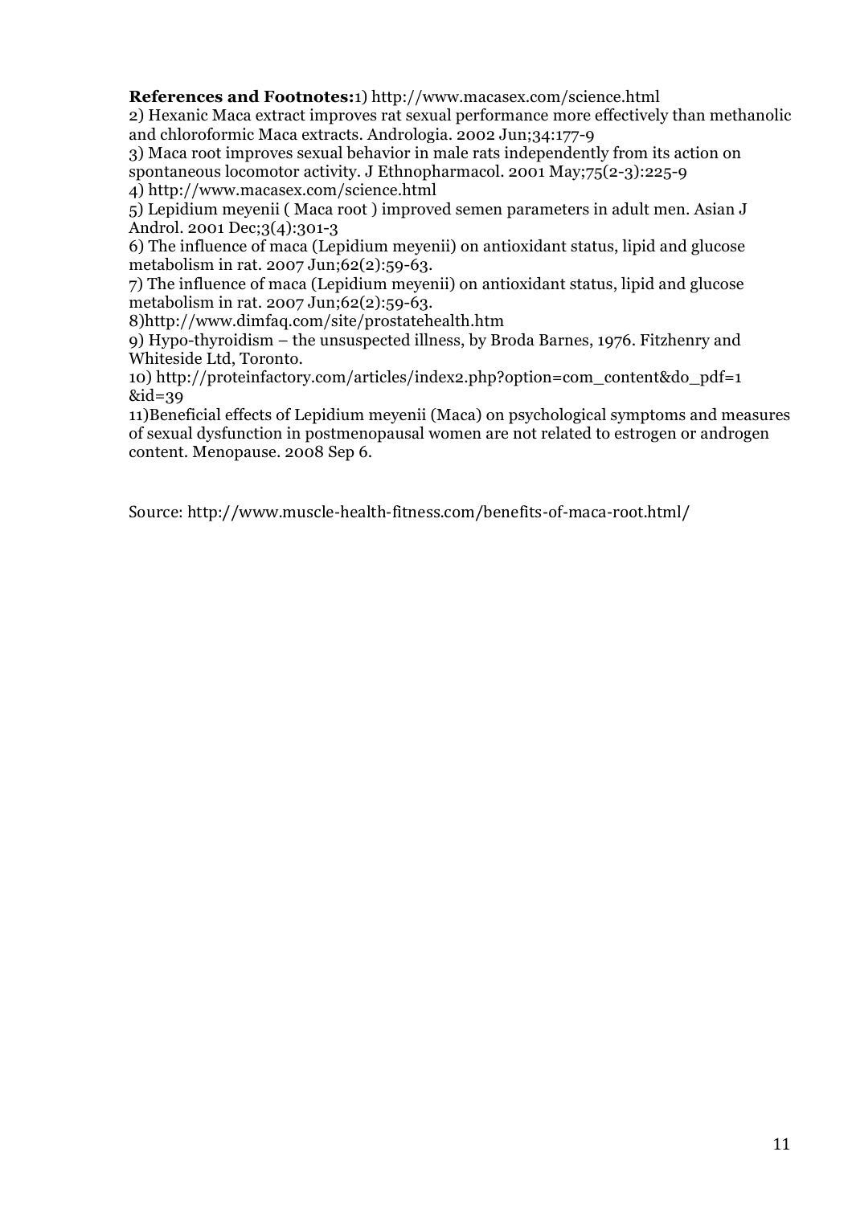**References and Footnotes:**1) http://www.macasex.com/science.html
2) Hexanic Maca extract improves rat sexual performance more effectively than methanolic and chloroformic Maca extracts. Andrologia. 2002 Jun;34:177-9
3) Maca root improves sexual behavior in male rats independently from its action on spontaneous locomotor activity. J Ethnopharmacol. 2001 May;75(2-3):225-9
4) http://www.macasex.com/science.html
5) Lepidium meyenii ( Maca root ) improved semen parameters in adult men. Asian J Androl. 2001 Dec;3(4):301-3
6) The influence of maca (Lepidium meyenii) on antioxidant status, lipid and glucose metabolism in rat. 2007 Jun;62(2):59-63.
7) The influence of maca (Lepidium meyenii) on antioxidant status, lipid and glucose metabolism in rat. 2007 Jun;62(2):59-63.
8)http://www.dimfaq.com/site/prostatehealth.htm
9) Hypo-thyroidism – the unsuspected illness, by Broda Barnes, 1976. Fitzhenry and Whiteside Ltd, Toronto.
10) http://proteinfactory.com/articles/index2.php?option=com_content&do_pdf=1&id=39
11)Beneficial effects of Lepidium meyenii (Maca) on psychological symptoms and measures of sexual dysfunction in postmenopausal women are not related to estrogen or androgen content. Menopause. 2008 Sep 6.

Source: http://www.muscle-health-fitness.com/benefits-of-maca-root.html/